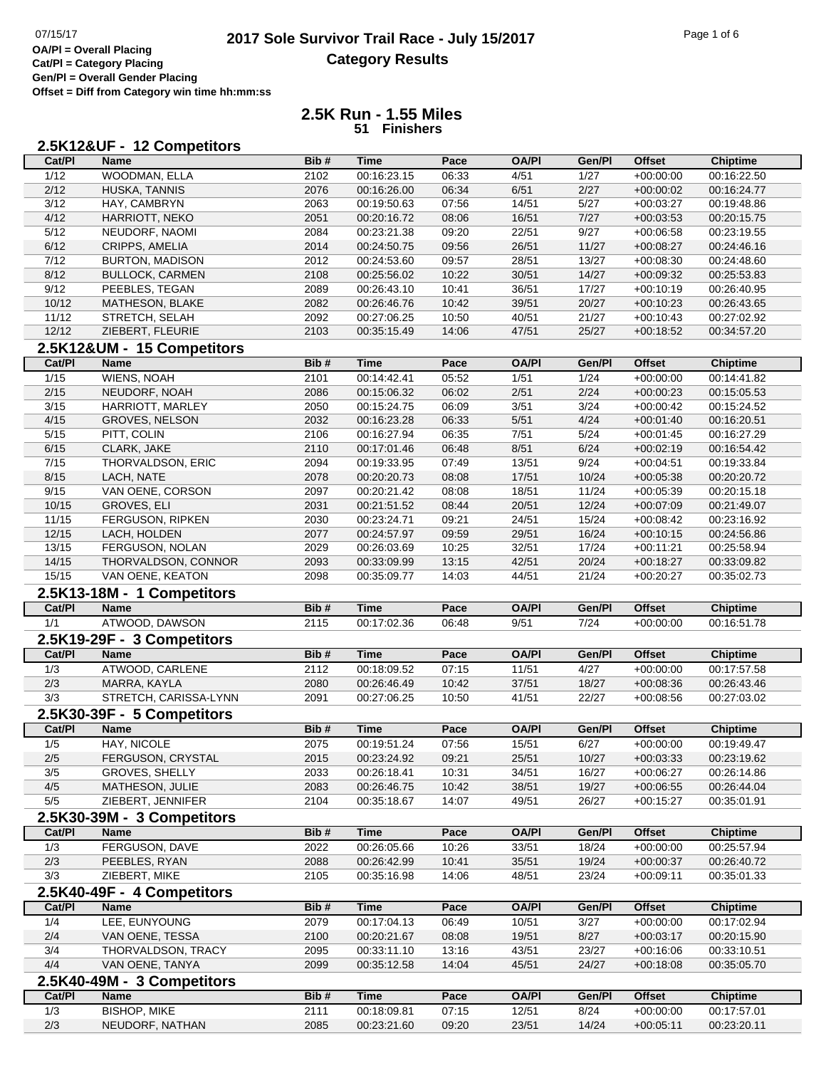07/15/17

**OA/Pl = Overall Placing**
**Cat/Pl = Category Placing**
**Gen/Pl = Overall Gender Placing**
**Offset = Diff from Category win time hh:mm:ss**

# 2017 Sole Survivor Trail Race - July 15/2017
## Category Results

## 2.5K Run - 1.55 Miles
**51 Finishers**

### 2.5K12&UF - 12 Competitors

| Cat/Pl | Name | Bib # | Time | Pace | OA/Pl | Gen/Pl | Offset | Chiptime |
|---|---|---|---|---|---|---|---|---|
| 1/12 | WOODMAN, ELLA | 2102 | 00:16:23.15 | 06:33 | 4/51 | 1/27 | +00:00:00 | 00:16:22.50 |
| 2/12 | HUSKA, TANNIS | 2076 | 00:16:26.00 | 06:34 | 6/51 | 2/27 | +00:00:02 | 00:16:24.77 |
| 3/12 | HAY, CAMBRYN | 2063 | 00:19:50.63 | 07:56 | 14/51 | 5/27 | +00:03:27 | 00:19:48.86 |
| 4/12 | HARRIOTT, NEKO | 2051 | 00:20:16.72 | 08:06 | 16/51 | 7/27 | +00:03:53 | 00:20:15.75 |
| 5/12 | NEUDORF, NAOMI | 2084 | 00:23:21.38 | 09:20 | 22/51 | 9/27 | +00:06:58 | 00:23:19.55 |
| 6/12 | CRIPPS, AMELIA | 2014 | 00:24:50.75 | 09:56 | 26/51 | 11/27 | +00:08:27 | 00:24:46.16 |
| 7/12 | BURTON, MADISON | 2012 | 00:24:53.60 | 09:57 | 28/51 | 13/27 | +00:08:30 | 00:24:48.60 |
| 8/12 | BULLOCK, CARMEN | 2108 | 00:25:56.02 | 10:22 | 30/51 | 14/27 | +00:09:32 | 00:25:53.83 |
| 9/12 | PEEBLES, TEGAN | 2089 | 00:26:43.10 | 10:41 | 36/51 | 17/27 | +00:10:19 | 00:26:40.95 |
| 10/12 | MATHESON, BLAKE | 2082 | 00:26:46.76 | 10:42 | 39/51 | 20/27 | +00:10:23 | 00:26:43.65 |
| 11/12 | STRETCH, SELAH | 2092 | 00:27:06.25 | 10:50 | 40/51 | 21/27 | +00:10:43 | 00:27:02.92 |
| 12/12 | ZIEBERT, FLEURIE | 2103 | 00:35:15.49 | 14:06 | 47/51 | 25/27 | +00:18:52 | 00:34:57.20 |

### 2.5K12&UM - 15 Competitors

| Cat/Pl | Name | Bib # | Time | Pace | OA/Pl | Gen/Pl | Offset | Chiptime |
|---|---|---|---|---|---|---|---|---|
| 1/15 | WIENS, NOAH | 2101 | 00:14:42.41 | 05:52 | 1/51 | 1/24 | +00:00:00 | 00:14:41.82 |
| 2/15 | NEUDORF, NOAH | 2086 | 00:15:06.32 | 06:02 | 2/51 | 2/24 | +00:00:23 | 00:15:05.53 |
| 3/15 | HARRIOTT, MARLEY | 2050 | 00:15:24.75 | 06:09 | 3/51 | 3/24 | +00:00:42 | 00:15:24.52 |
| 4/15 | GROVES, NELSON | 2032 | 00:16:23.28 | 06:33 | 5/51 | 4/24 | +00:01:40 | 00:16:20.51 |
| 5/15 | PITT, COLIN | 2106 | 00:16:27.94 | 06:35 | 7/51 | 5/24 | +00:01:45 | 00:16:27.29 |
| 6/15 | CLARK, JAKE | 2110 | 00:17:01.46 | 06:48 | 8/51 | 6/24 | +00:02:19 | 00:16:54.42 |
| 7/15 | THORVALDSON, ERIC | 2094 | 00:19:33.95 | 07:49 | 13/51 | 9/24 | +00:04:51 | 00:19:33.84 |
| 8/15 | LACH, NATE | 2078 | 00:20:20.73 | 08:08 | 17/51 | 10/24 | +00:05:38 | 00:20:20.72 |
| 9/15 | VAN OENE, CORSON | 2097 | 00:20:21.42 | 08:08 | 18/51 | 11/24 | +00:05:39 | 00:20:15.18 |
| 10/15 | GROVES, ELI | 2031 | 00:21:51.52 | 08:44 | 20/51 | 12/24 | +00:07:09 | 00:21:49.07 |
| 11/15 | FERGUSON, RIPKEN | 2030 | 00:23:24.71 | 09:21 | 24/51 | 15/24 | +00:08:42 | 00:23:16.92 |
| 12/15 | LACH, HOLDEN | 2077 | 00:24:57.97 | 09:59 | 29/51 | 16/24 | +00:10:15 | 00:24:56.86 |
| 13/15 | FERGUSON, NOLAN | 2029 | 00:26:03.69 | 10:25 | 32/51 | 17/24 | +00:11:21 | 00:25:58.94 |
| 14/15 | THORVALDSON, CONNOR | 2093 | 00:33:09.99 | 13:15 | 42/51 | 20/24 | +00:18:27 | 00:33:09.82 |
| 15/15 | VAN OENE, KEATON | 2098 | 00:35:09.77 | 14:03 | 44/51 | 21/24 | +00:20:27 | 00:35:02.73 |

### 2.5K13-18M - 1 Competitors

| Cat/Pl | Name | Bib # | Time | Pace | OA/Pl | Gen/Pl | Offset | Chiptime |
|---|---|---|---|---|---|---|---|---|
| 1/1 | ATWOOD, DAWSON | 2115 | 00:17:02.36 | 06:48 | 9/51 | 7/24 | +00:00:00 | 00:16:51.78 |

### 2.5K19-29F - 3 Competitors

| Cat/Pl | Name | Bib # | Time | Pace | OA/Pl | Gen/Pl | Offset | Chiptime |
|---|---|---|---|---|---|---|---|---|
| 1/3 | ATWOOD, CARLENE | 2112 | 00:18:09.52 | 07:15 | 11/51 | 4/27 | +00:00:00 | 00:17:57.58 |
| 2/3 | MARRA, KAYLA | 2080 | 00:26:46.49 | 10:42 | 37/51 | 18/27 | +00:08:36 | 00:26:43.46 |
| 3/3 | STRETCH, CARISSA-LYNN | 2091 | 00:27:06.25 | 10:50 | 41/51 | 22/27 | +00:08:56 | 00:27:03.02 |

### 2.5K30-39F - 5 Competitors

| Cat/Pl | Name | Bib # | Time | Pace | OA/Pl | Gen/Pl | Offset | Chiptime |
|---|---|---|---|---|---|---|---|---|
| 1/5 | HAY, NICOLE | 2075 | 00:19:51.24 | 07:56 | 15/51 | 6/27 | +00:00:00 | 00:19:49.47 |
| 2/5 | FERGUSON, CRYSTAL | 2015 | 00:23:24.92 | 09:21 | 25/51 | 10/27 | +00:03:33 | 00:23:19.62 |
| 3/5 | GROVES, SHELLY | 2033 | 00:26:18.41 | 10:31 | 34/51 | 16/27 | +00:06:27 | 00:26:14.86 |
| 4/5 | MATHESON, JULIE | 2083 | 00:26:46.75 | 10:42 | 38/51 | 19/27 | +00:06:55 | 00:26:44.04 |
| 5/5 | ZIEBERT, JENNIFER | 2104 | 00:35:18.67 | 14:07 | 49/51 | 26/27 | +00:15:27 | 00:35:01.91 |

### 2.5K30-39M - 3 Competitors

| Cat/Pl | Name | Bib # | Time | Pace | OA/Pl | Gen/Pl | Offset | Chiptime |
|---|---|---|---|---|---|---|---|---|
| 1/3 | FERGUSON, DAVE | 2022 | 00:26:05.66 | 10:26 | 33/51 | 18/24 | +00:00:00 | 00:25:57.94 |
| 2/3 | PEEBLES, RYAN | 2088 | 00:26:42.99 | 10:41 | 35/51 | 19/24 | +00:00:37 | 00:26:40.72 |
| 3/3 | ZIEBERT, MIKE | 2105 | 00:35:16.98 | 14:06 | 48/51 | 23/24 | +00:09:11 | 00:35:01.33 |

### 2.5K40-49F - 4 Competitors

| Cat/Pl | Name | Bib # | Time | Pace | OA/Pl | Gen/Pl | Offset | Chiptime |
|---|---|---|---|---|---|---|---|---|
| 1/4 | LEE, EUNYOUNG | 2079 | 00:17:04.13 | 06:49 | 10/51 | 3/27 | +00:00:00 | 00:17:02.94 |
| 2/4 | VAN OENE, TESSA | 2100 | 00:20:21.67 | 08:08 | 19/51 | 8/27 | +00:03:17 | 00:20:15.90 |
| 3/4 | THORVALDSON, TRACY | 2095 | 00:33:11.10 | 13:16 | 43/51 | 23/27 | +00:16:06 | 00:33:10.51 |
| 4/4 | VAN OENE, TANYA | 2099 | 00:35:12.58 | 14:04 | 45/51 | 24/27 | +00:18:08 | 00:35:05.70 |

### 2.5K40-49M - 3 Competitors

| Cat/Pl | Name | Bib # | Time | Pace | OA/Pl | Gen/Pl | Offset | Chiptime |
|---|---|---|---|---|---|---|---|---|
| 1/3 | BISHOP, MIKE | 2111 | 00:18:09.81 | 07:15 | 12/51 | 8/24 | +00:00:00 | 00:17:57.01 |
| 2/3 | NEUDORF, NATHAN | 2085 | 00:23:21.60 | 09:20 | 23/51 | 14/24 | +00:05:11 | 00:23:20.11 |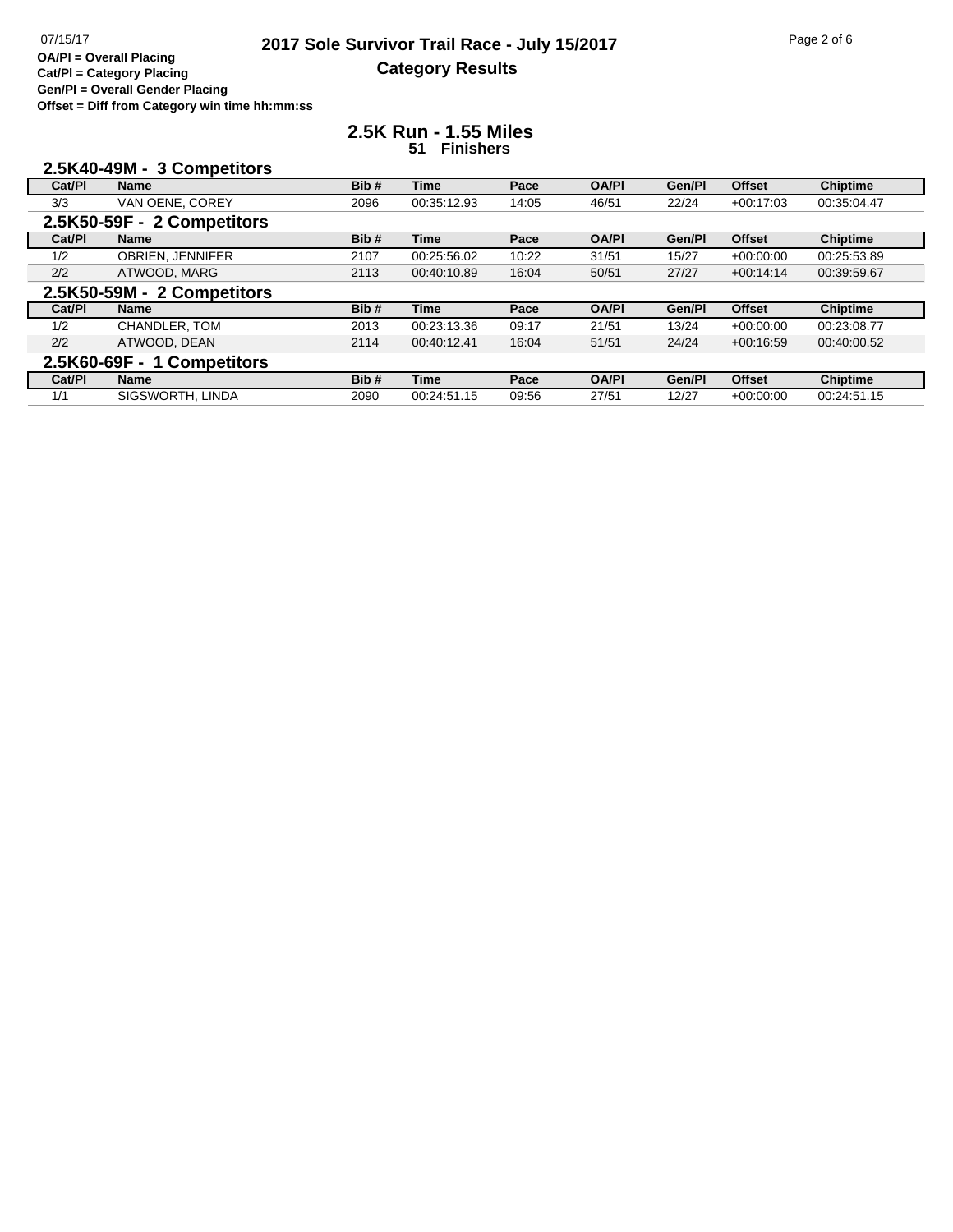OA/Pl = Overall Placing
Cat/Pl = Category Placing
Gen/Pl = Overall Gender Placing
Offset = Diff from Category win time hh:mm:ss

# 2017 Sole Survivor Trail Race - July 15/2017

## Category Results

### 2.5K Run - 1.55 Miles

**51 Finishers**

#### 2.5K40-49M - 3 Competitors

| Cat/Pl | Name | Bib # | Time | Pace | OA/Pl | Gen/Pl | Offset | Chiptime |
|---|---|---|---|---|---|---|---|---|
| 3/3 | VAN OENE, COREY | 2096 | 00:35:12.93 | 14:05 | 46/51 | 22/24 | +00:17:03 | 00:35:04.47 |

#### 2.5K50-59F - 2 Competitors

| Cat/Pl | Name | Bib # | Time | Pace | OA/Pl | Gen/Pl | Offset | Chiptime |
|---|---|---|---|---|---|---|---|---|
| 1/2 | OBRIEN, JENNIFER | 2107 | 00:25:56.02 | 10:22 | 31/51 | 15/27 | +00:00:00 | 00:25:53.89 |
| 2/2 | ATWOOD, MARG | 2113 | 00:40:10.89 | 16:04 | 50/51 | 27/27 | +00:14:14 | 00:39:59.67 |

#### 2.5K50-59M - 2 Competitors

| Cat/Pl | Name | Bib # | Time | Pace | OA/Pl | Gen/Pl | Offset | Chiptime |
|---|---|---|---|---|---|---|---|---|
| 1/2 | CHANDLER, TOM | 2013 | 00:23:13.36 | 09:17 | 21/51 | 13/24 | +00:00:00 | 00:23:08.77 |
| 2/2 | ATWOOD, DEAN | 2114 | 00:40:12.41 | 16:04 | 51/51 | 24/24 | +00:16:59 | 00:40:00.52 |

#### 2.5K60-69F - 1 Competitors

| Cat/Pl | Name | Bib # | Time | Pace | OA/Pl | Gen/Pl | Offset | Chiptime |
|---|---|---|---|---|---|---|---|---|
| 1/1 | SIGSWORTH, LINDA | 2090 | 00:24:51.15 | 09:56 | 27/51 | 12/27 | +00:00:00 | 00:24:51.15 |